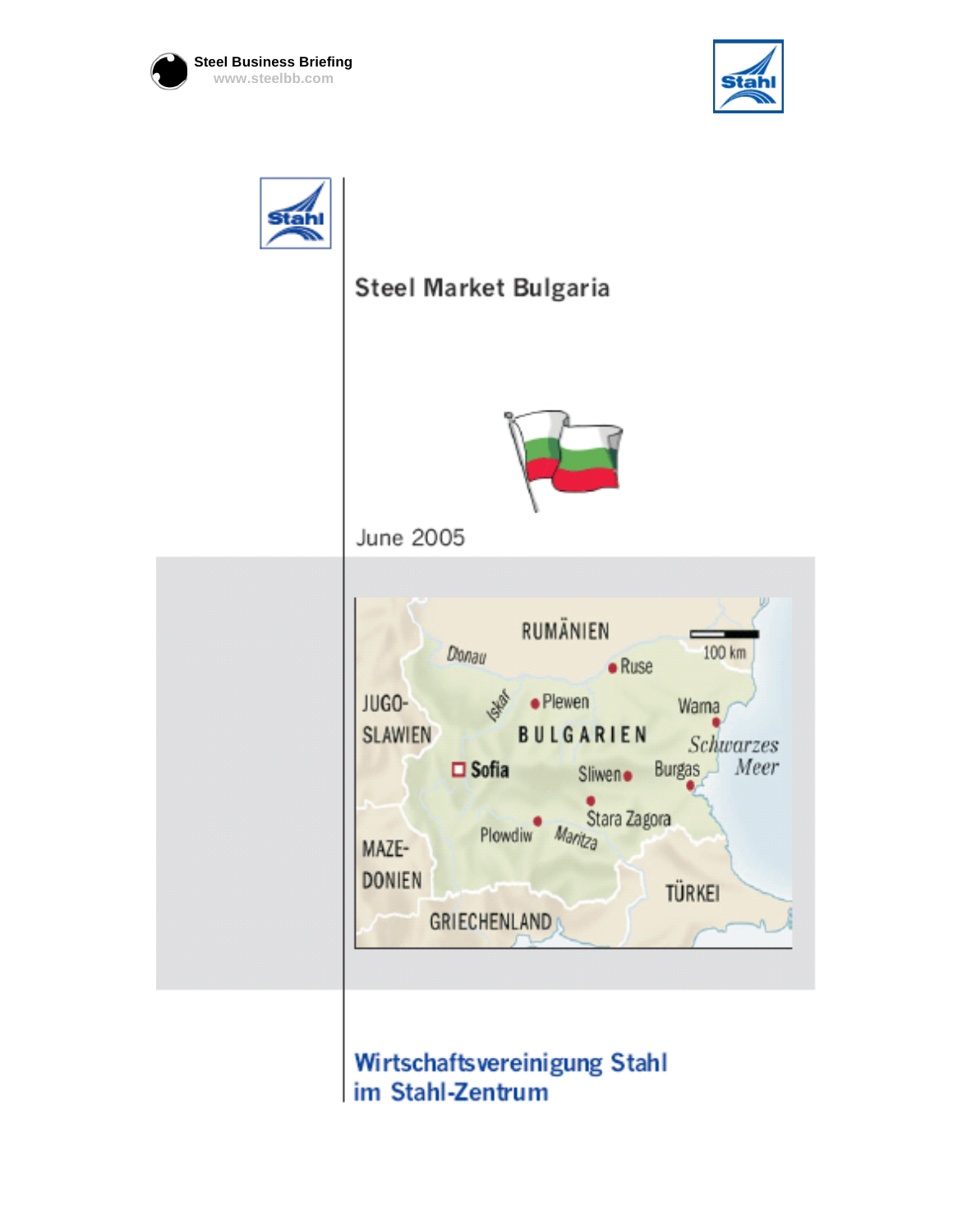Steel Business Briefing
www.steelbb.com

# Steel Market Bulgaria

June 2005

**Wirtschaftsvereinigung Stahl**
**im Stahl-Zentrum**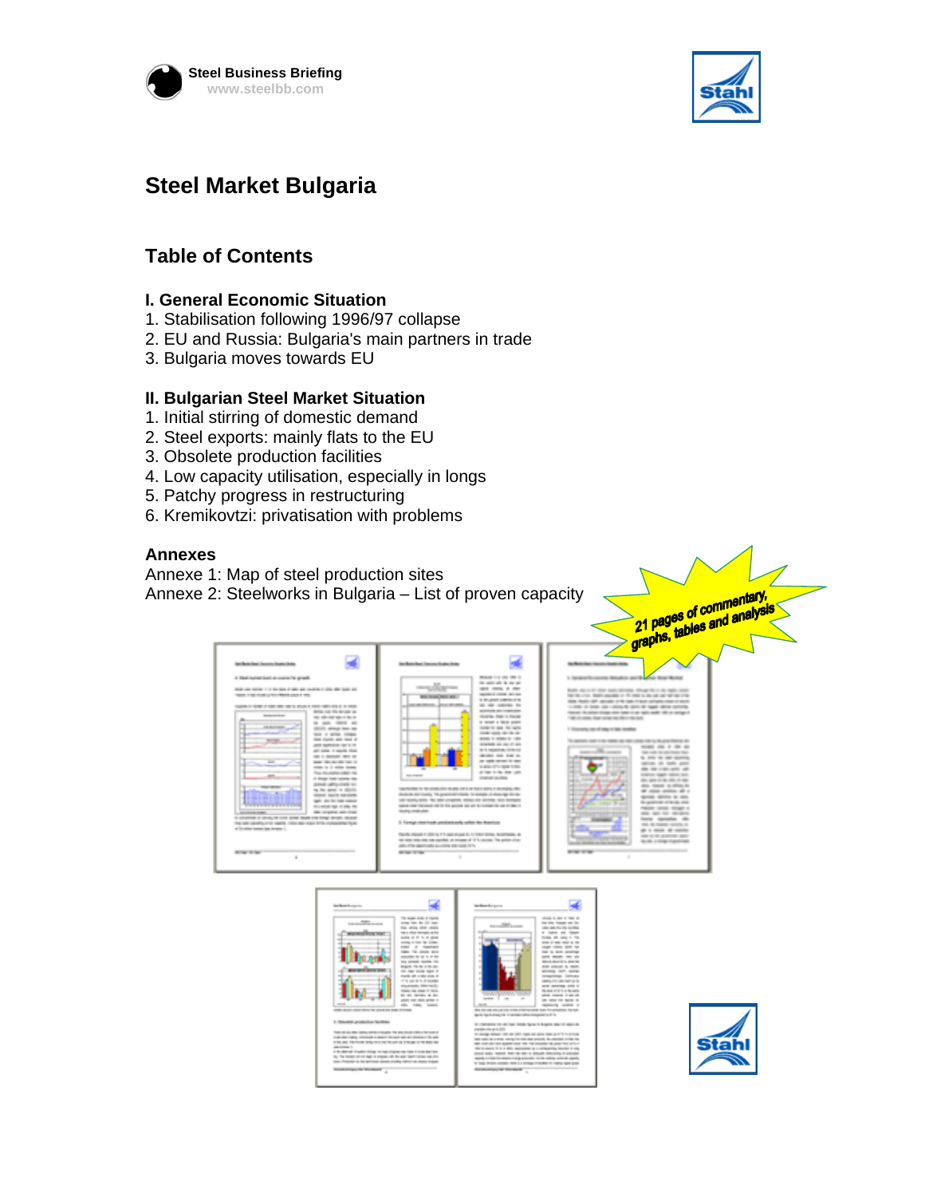Steel Business Briefing
www.steelbb.com

# Steel Market Bulgaria

## Table of Contents

### I. General Economic Situation

1. Stabilisation following 1996/97 collapse
2. EU and Russia: Bulgaria's main partners in trade
3. Bulgaria moves towards EU

### II. Bulgarian Steel Market Situation

1. Initial stirring of domestic demand
2. Steel exports: mainly flats to the EU
3. Obsolete production facilities
4. Low capacity utilisation, especially in longs
5. Patchy progress in restructuring
6. Kremikovtzi: privatisation with problems

### Annexes

Annexe 1: Map of steel production sites
Annexe 2: Steelworks in Bulgaria – List of proven capacity

*21 pages of commentary, graphs, tables and analysis*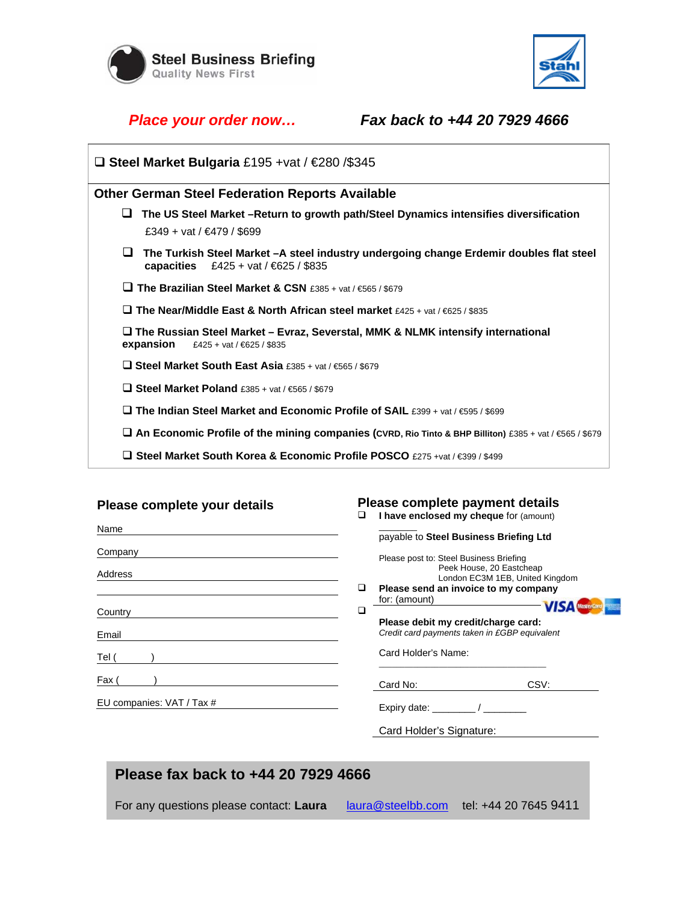Steel Business Briefing
Quality News First

Stahl

***Place your order now…*** ***Fax back to +44 20 7929 4666***

- ❑ **Steel Market Bulgaria** £195 +vat / €280 /$345

## Other German Steel Federation Reports Available

- ❑ **The US Steel Market –Return to growth path/Steel Dynamics intensifies diversification** £349 + vat / €479 / $699
- ❑ **The Turkish Steel Market –A steel industry undergoing change Erdemir doubles flat steel capacities** £425 + vat / €625 / $835
- ❑ **The Brazilian Steel Market & CSN** £385 + vat / €565 / $679
- ❑ **The Near/Middle East & North African steel market** £425 + vat / €625 / $835
- ❑ **The Russian Steel Market – Evraz, Severstal, MMK & NLMK intensify international expansion** £425 + vat / €625 / $835
- ❑ **Steel Market South East Asia** £385 + vat / €565 / $679
- ❑ **Steel Market Poland** £385 + vat / €565 / $679
- ❑ **The Indian Steel Market and Economic Profile of SAIL** £399 + vat / €595 / $699
- ❑ **An Economic Profile of the mining companies (CVRD, Rio Tinto & BHP Billiton)** £385 + vat / €565 / $679
- ❑ **Steel Market South Korea & Economic Profile POSCO** £275 +vat / €399 / $499

## Please complete your details

Name ____________________

Company ____________________

Address ____________________

____________________

Country ____________________

Email ____________________

Tel ( ) ____________________

Fax ( ) ____________________

EU companies: VAT / Tax # ____________________

## Please complete payment details

- ❑ **I have enclosed my cheque** for (amount) ________

  payable to **Steel Business Briefing Ltd**

  Please post to: Steel Business Briefing
  Peek House, 20 Eastcheap
  London EC3M 1EB, United Kingdom

- ❑ **Please send an invoice to my company** for: (amount) ____________________

- ❑ **Please debit my credit/charge card:**
  *Credit card payments taken in £GBP equivalent*

  Card Holder's Name: ____________________

  Card No: ____________________ CSV: ________

  Expiry date: ________ / ________

  Card Holder's Signature: ____________________

## Please fax back to +44 20 7929 4666

For any questions please contact: **Laura** laura@steelbb.com tel: +44 20 7645 9411